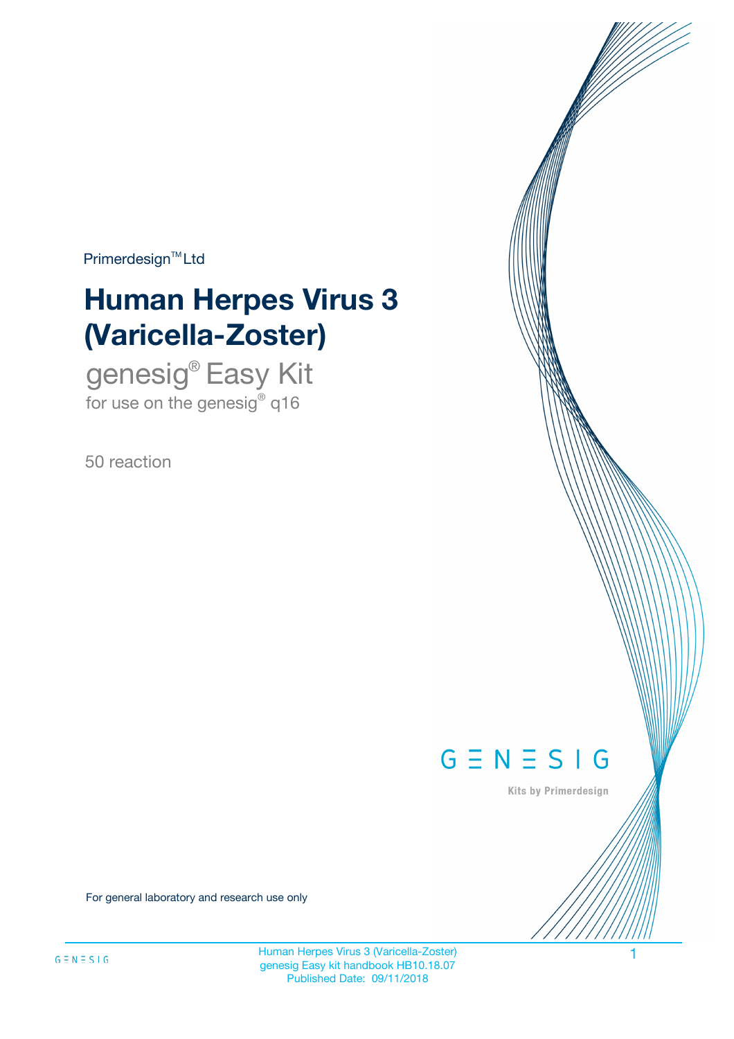Primerdesign™ Ltd

# Human Herpes Virus 3 (Varicella-Zoster)

## genesig® Easy Kit

for use on the genesig® q16

50 reaction

GENESIG

Kits by Primerdesign

For general laboratory and research use only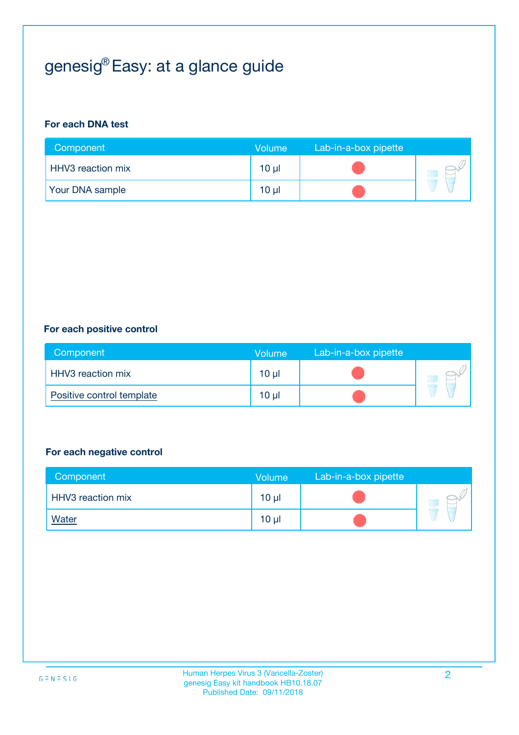# genesig® Easy: at a glance guide

### For each DNA test

| Component | Volume | Lab-in-a-box pipette |
|---|---|---|
| HHV3 reaction mix | 10 µl | |
| Your DNA sample | 10 µl | |

### For each positive control

| Component | Volume | Lab-in-a-box pipette |
|---|---|---|
| HHV3 reaction mix | 10 µl | |
| Positive control template | 10 µl | |

### For each negative control

| Component | Volume | Lab-in-a-box pipette |
|---|---|---|
| HHV3 reaction mix | 10 µl | |
| Water | 10 µl | |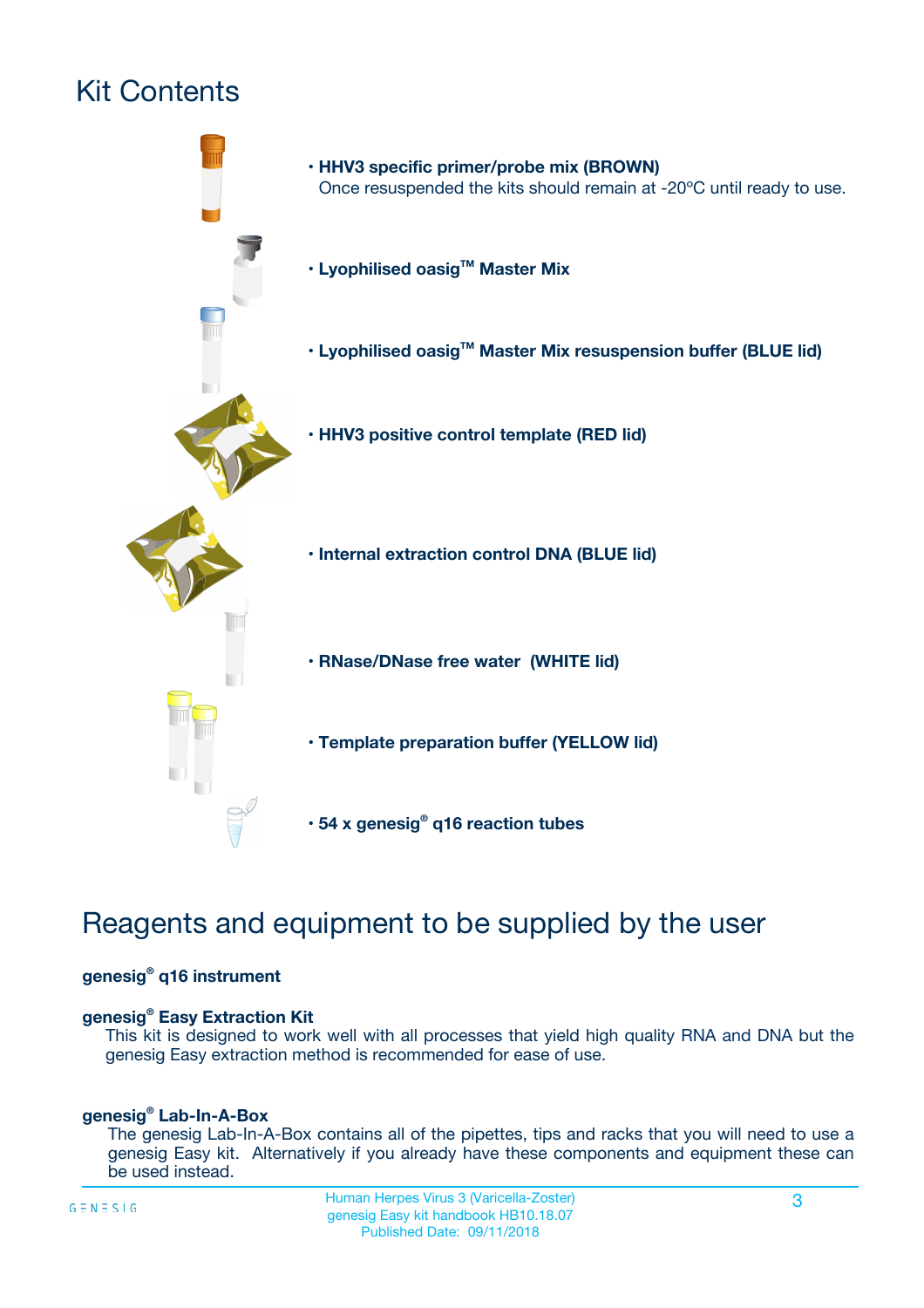# Kit Contents

- **HHV3 specific primer/probe mix (BROWN)**
  Once resuspended the kits should remain at -20ºC until ready to use.
- **Lyophilised oasig™ Master Mix**
- **Lyophilised oasig™ Master Mix resuspension buffer (BLUE lid)**
- **HHV3 positive control template (RED lid)**
- **Internal extraction control DNA (BLUE lid)**
- **RNase/DNase free water (WHITE lid)**
- **Template preparation buffer (YELLOW lid)**
- **54 x genesig® q16 reaction tubes**

# Reagents and equipment to be supplied by the user

**genesig® q16 instrument**

**genesig® Easy Extraction Kit**
This kit is designed to work well with all processes that yield high quality RNA and DNA but the genesig Easy extraction method is recommended for ease of use.

**genesig® Lab-In-A-Box**
The genesig Lab-In-A-Box contains all of the pipettes, tips and racks that you will need to use a genesig Easy kit. Alternatively if you already have these components and equipment these can be used instead.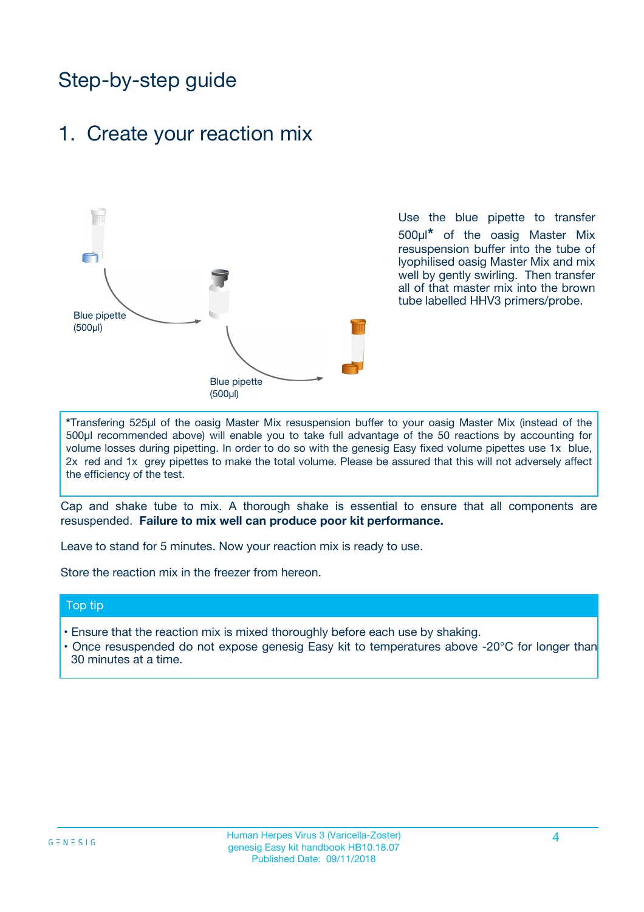# Step-by-step guide

## 1. Create your reaction mix

Blue pipette (500µl)

Blue pipette (500µl)

Use the blue pipette to transfer 500µl* of the oasig Master Mix resuspension buffer into the tube of lyophilised oasig Master Mix and mix well by gently swirling. Then transfer all of that master mix into the brown tube labelled HHV3 primers/probe.

*Transfering 525µl of the oasig Master Mix resuspension buffer to your oasig Master Mix (instead of the 500µl recommended above) will enable you to take full advantage of the 50 reactions by accounting for volume losses during pipetting. In order to do so with the genesig Easy fixed volume pipettes use 1x blue, 2x red and 1x grey pipettes to make the total volume. Please be assured that this will not adversely affect the efficiency of the test.

Cap and shake tube to mix. A thorough shake is essential to ensure that all components are resuspended. **Failure to mix well can produce poor kit performance.**

Leave to stand for 5 minutes. Now your reaction mix is ready to use.

Store the reaction mix in the freezer from hereon.

**Top tip**

- Ensure that the reaction mix is mixed thoroughly before each use by shaking.
- Once resuspended do not expose genesig Easy kit to temperatures above -20°C for longer than 30 minutes at a time.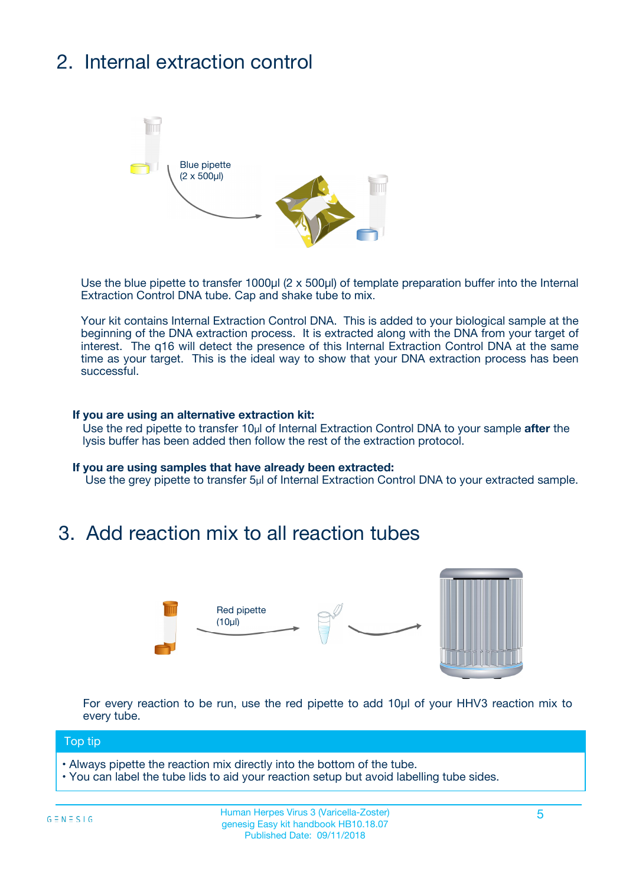## 2. Internal extraction control

Blue pipette
(2 x 500µl)

Use the blue pipette to transfer 1000µl (2 x 500µl) of template preparation buffer into the Internal Extraction Control DNA tube. Cap and shake tube to mix.

Your kit contains Internal Extraction Control DNA. This is added to your biological sample at the beginning of the DNA extraction process. It is extracted along with the DNA from your target of interest. The q16 will detect the presence of this Internal Extraction Control DNA at the same time as your target. This is the ideal way to show that your DNA extraction process has been successful.

**If you are using an alternative extraction kit:**
Use the red pipette to transfer 10µl of Internal Extraction Control DNA to your sample **after** the lysis buffer has been added then follow the rest of the extraction protocol.

**If you are using samples that have already been extracted:**
Use the grey pipette to transfer 5µl of Internal Extraction Control DNA to your extracted sample.

## 3. Add reaction mix to all reaction tubes

Red pipette
(10µl)

For every reaction to be run, use the red pipette to add 10µl of your HHV3 reaction mix to every tube.

**Top tip**

- Always pipette the reaction mix directly into the bottom of the tube.
- You can label the tube lids to aid your reaction setup but avoid labelling tube sides.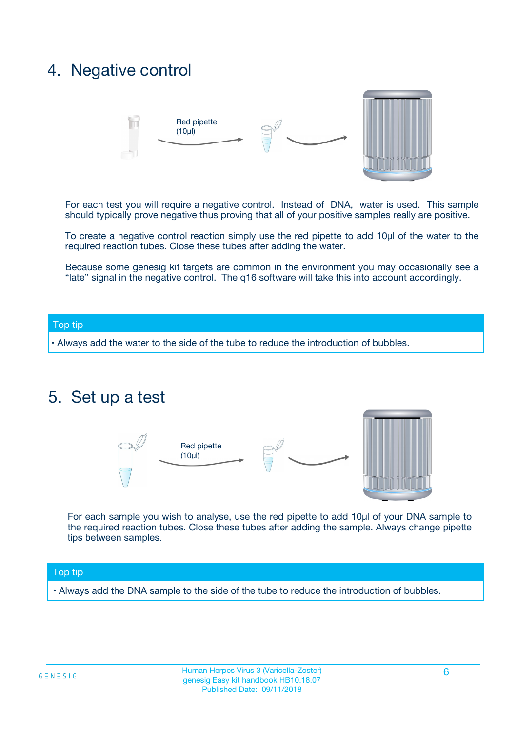# 4. Negative control

Red pipette (10µl)

For each test you will require a negative control. Instead of DNA, water is used. This sample should typically prove negative thus proving that all of your positive samples really are positive.

To create a negative control reaction simply use the red pipette to add 10µl of the water to the required reaction tubes. Close these tubes after adding the water.

Because some genesig kit targets are common in the environment you may occasionally see a "late" signal in the negative control. The q16 software will take this into account accordingly.

**Top tip**

• Always add the water to the side of the tube to reduce the introduction of bubbles.

# 5. Set up a test

Red pipette (10µl)

For each sample you wish to analyse, use the red pipette to add 10µl of your DNA sample to the required reaction tubes. Close these tubes after adding the sample. Always change pipette tips between samples.

**Top tip**

• Always add the DNA sample to the side of the tube to reduce the introduction of bubbles.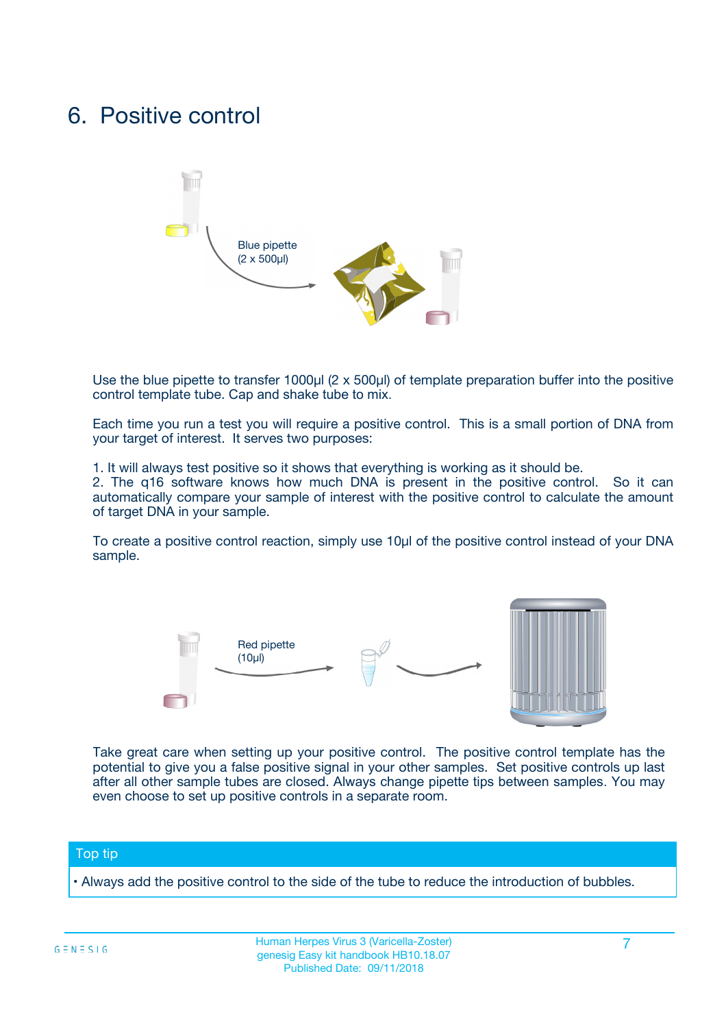# 6. Positive control

Blue pipette
(2 x 500µl)

Use the blue pipette to transfer 1000µl (2 x 500µl) of template preparation buffer into the positive control template tube. Cap and shake tube to mix.

Each time you run a test you will require a positive control. This is a small portion of DNA from your target of interest. It serves two purposes:

1. It will always test positive so it shows that everything is working as it should be.
2. The q16 software knows how much DNA is present in the positive control. So it can automatically compare your sample of interest with the positive control to calculate the amount of target DNA in your sample.

To create a positive control reaction, simply use 10µl of the positive control instead of your DNA sample.

Red pipette
(10µl)

Take great care when setting up your positive control. The positive control template has the potential to give you a false positive signal in your other samples. Set positive controls up last after all other sample tubes are closed. Always change pipette tips between samples. You may even choose to set up positive controls in a separate room.

**Top tip**

- Always add the positive control to the side of the tube to reduce the introduction of bubbles.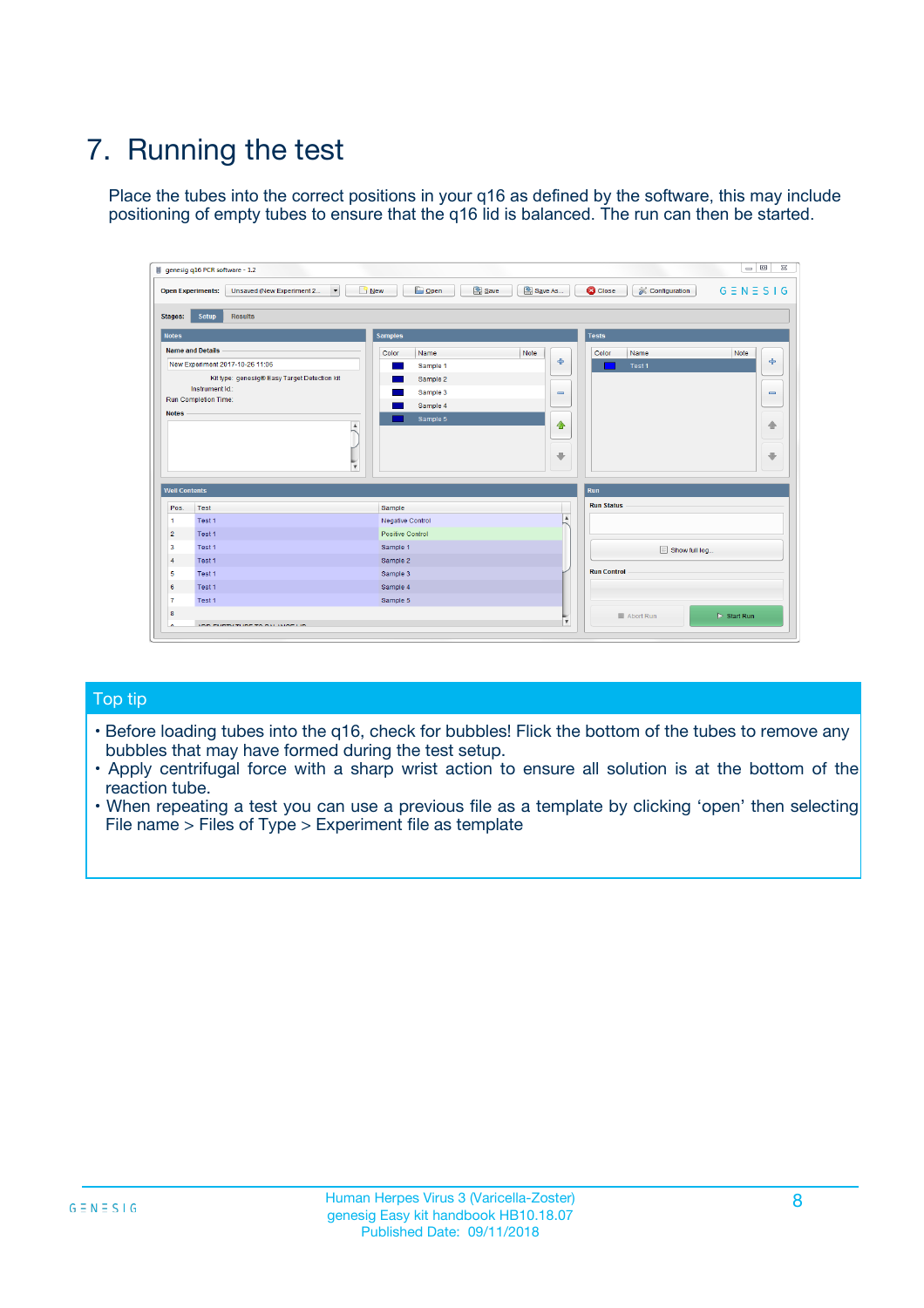# 7. Running the test

Place the tubes into the correct positions in your q16 as defined by the software, this may include positioning of empty tubes to ensure that the q16 lid is balanced. The run can then be started.

## Top tip

- Before loading tubes into the q16, check for bubbles! Flick the bottom of the tubes to remove any bubbles that may have formed during the test setup.
- Apply centrifugal force with a sharp wrist action to ensure all solution is at the bottom of the reaction tube.
- When repeating a test you can use a previous file as a template by clicking 'open' then selecting File name > Files of Type > Experiment file as template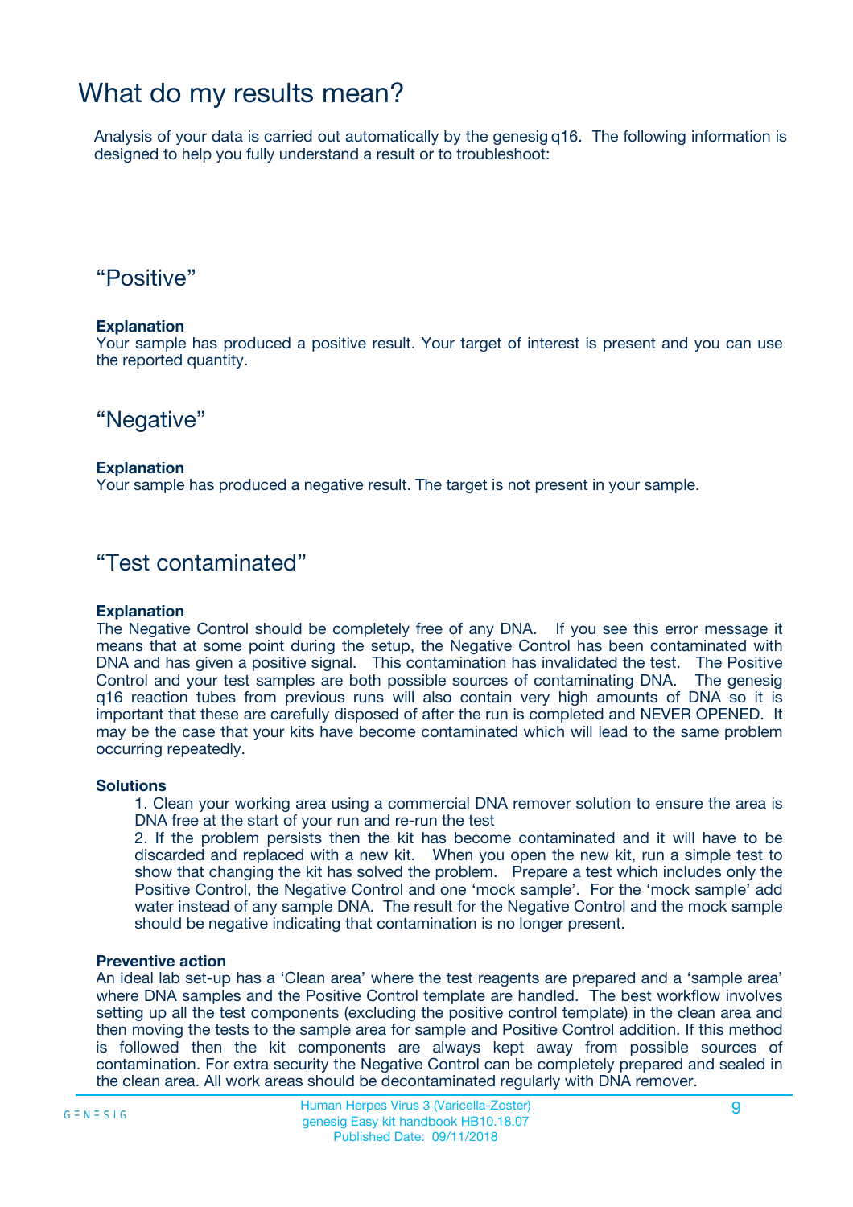# What do my results mean?

Analysis of your data is carried out automatically by the genesig q16. The following information is designed to help you fully understand a result or to troubleshoot:

## “Positive”

**Explanation**
Your sample has produced a positive result. Your target of interest is present and you can use the reported quantity.

## “Negative”

**Explanation**
Your sample has produced a negative result. The target is not present in your sample.

## “Test contaminated”

**Explanation**
The Negative Control should be completely free of any DNA. If you see this error message it means that at some point during the setup, the Negative Control has been contaminated with DNA and has given a positive signal. This contamination has invalidated the test. The Positive Control and your test samples are both possible sources of contaminating DNA. The genesig q16 reaction tubes from previous runs will also contain very high amounts of DNA so it is important that these are carefully disposed of after the run is completed and NEVER OPENED. It may be the case that your kits have become contaminated which will lead to the same problem occurring repeatedly.

**Solutions**

1. Clean your working area using a commercial DNA remover solution to ensure the area is DNA free at the start of your run and re-run the test
2. If the problem persists then the kit has become contaminated and it will have to be discarded and replaced with a new kit. When you open the new kit, run a simple test to show that changing the kit has solved the problem. Prepare a test which includes only the Positive Control, the Negative Control and one ‘mock sample’. For the ‘mock sample’ add water instead of any sample DNA. The result for the Negative Control and the mock sample should be negative indicating that contamination is no longer present.

**Preventive action**
An ideal lab set-up has a ‘Clean area’ where the test reagents are prepared and a ‘sample area’ where DNA samples and the Positive Control template are handled. The best workflow involves setting up all the test components (excluding the positive control template) in the clean area and then moving the tests to the sample area for sample and Positive Control addition. If this method is followed then the kit components are always kept away from possible sources of contamination. For extra security the Negative Control can be completely prepared and sealed in the clean area. All work areas should be decontaminated regularly with DNA remover.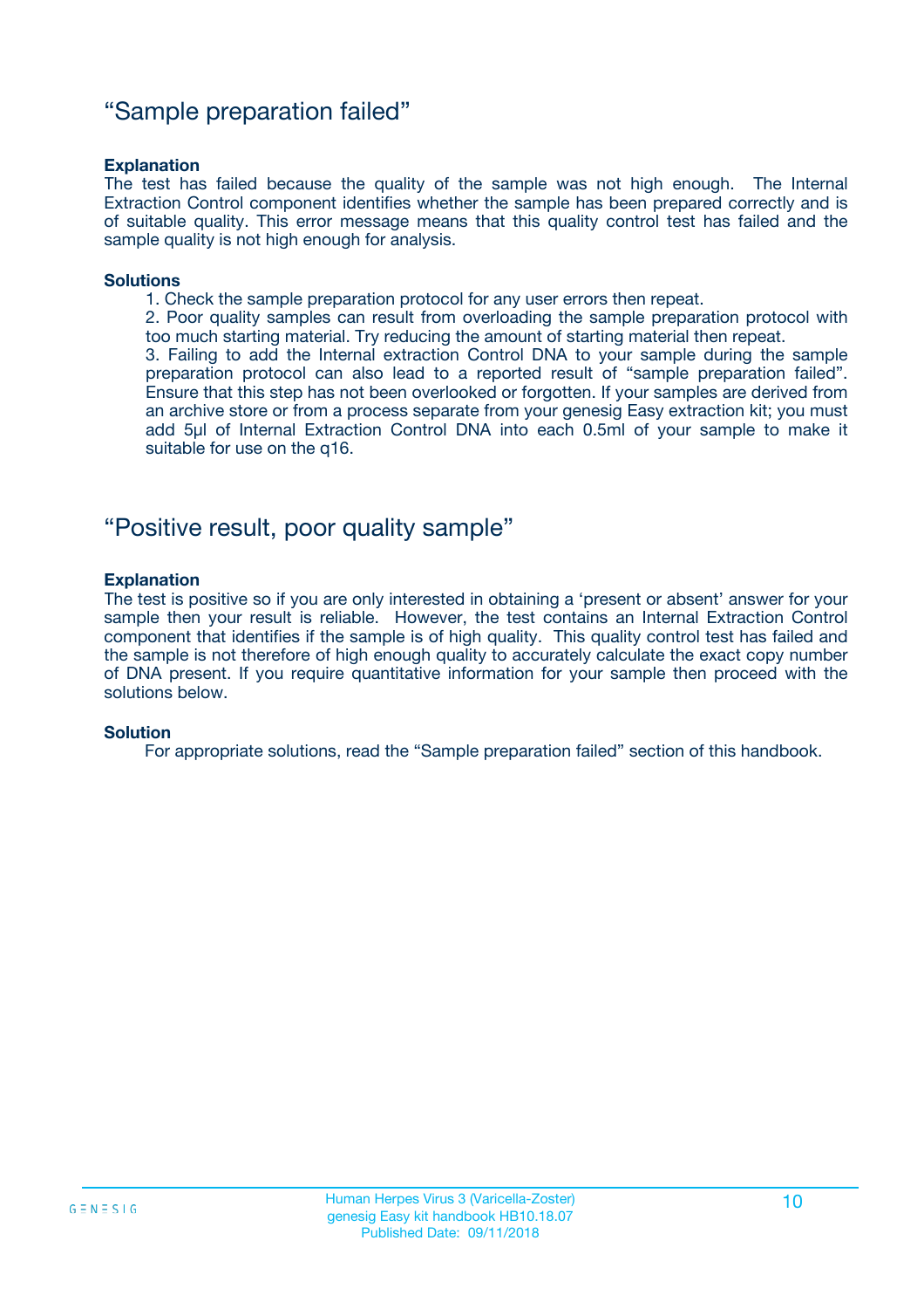## “Sample preparation failed”

**Explanation**

The test has failed because the quality of the sample was not high enough. The Internal Extraction Control component identifies whether the sample has been prepared correctly and is of suitable quality. This error message means that this quality control test has failed and the sample quality is not high enough for analysis.

**Solutions**

1. Check the sample preparation protocol for any user errors then repeat.
2. Poor quality samples can result from overloading the sample preparation protocol with too much starting material. Try reducing the amount of starting material then repeat.
3. Failing to add the Internal extraction Control DNA to your sample during the sample preparation protocol can also lead to a reported result of “sample preparation failed”. Ensure that this step has not been overlooked or forgotten. If your samples are derived from an archive store or from a process separate from your genesig Easy extraction kit; you must add 5µl of Internal Extraction Control DNA into each 0.5ml of your sample to make it suitable for use on the q16.

## “Positive result, poor quality sample”

**Explanation**

The test is positive so if you are only interested in obtaining a ‘present or absent’ answer for your sample then your result is reliable. However, the test contains an Internal Extraction Control component that identifies if the sample is of high quality. This quality control test has failed and the sample is not therefore of high enough quality to accurately calculate the exact copy number of DNA present. If you require quantitative information for your sample then proceed with the solutions below.

**Solution**

For appropriate solutions, read the “Sample preparation failed” section of this handbook.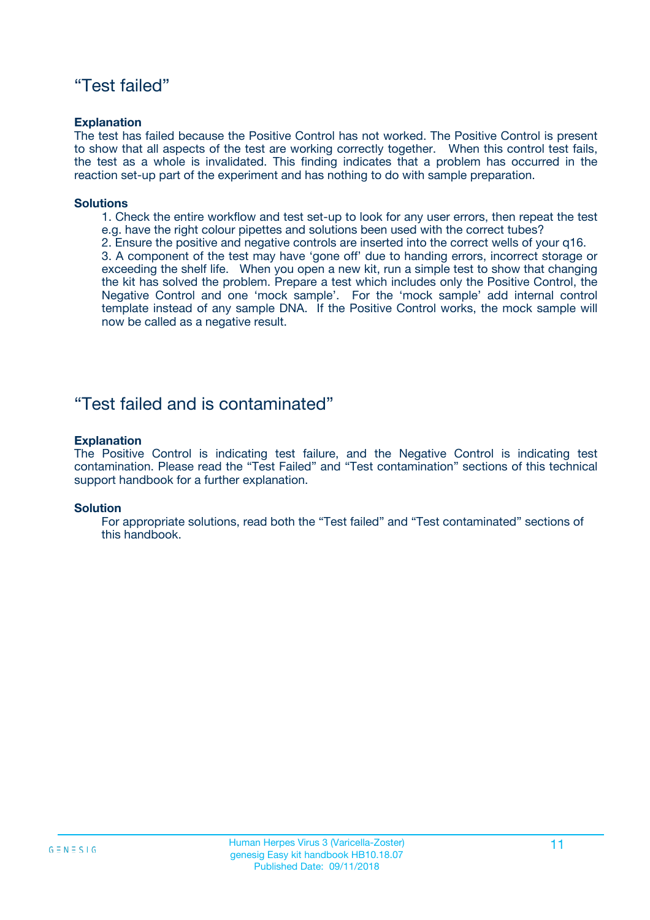## “Test failed”

**Explanation**

The test has failed because the Positive Control has not worked. The Positive Control is present to show that all aspects of the test are working correctly together. When this control test fails, the test as a whole is invalidated. This finding indicates that a problem has occurred in the reaction set-up part of the experiment and has nothing to do with sample preparation.

**Solutions**

1. Check the entire workflow and test set-up to look for any user errors, then repeat the test e.g. have the right colour pipettes and solutions been used with the correct tubes?
2. Ensure the positive and negative controls are inserted into the correct wells of your q16.
3. A component of the test may have ‘gone off’ due to handing errors, incorrect storage or exceeding the shelf life. When you open a new kit, run a simple test to show that changing the kit has solved the problem. Prepare a test which includes only the Positive Control, the Negative Control and one ‘mock sample’. For the ‘mock sample’ add internal control template instead of any sample DNA. If the Positive Control works, the mock sample will now be called as a negative result.

## “Test failed and is contaminated”

**Explanation**

The Positive Control is indicating test failure, and the Negative Control is indicating test contamination. Please read the “Test Failed” and “Test contamination” sections of this technical support handbook for a further explanation.

**Solution**

For appropriate solutions, read both the “Test failed” and “Test contaminated” sections of this handbook.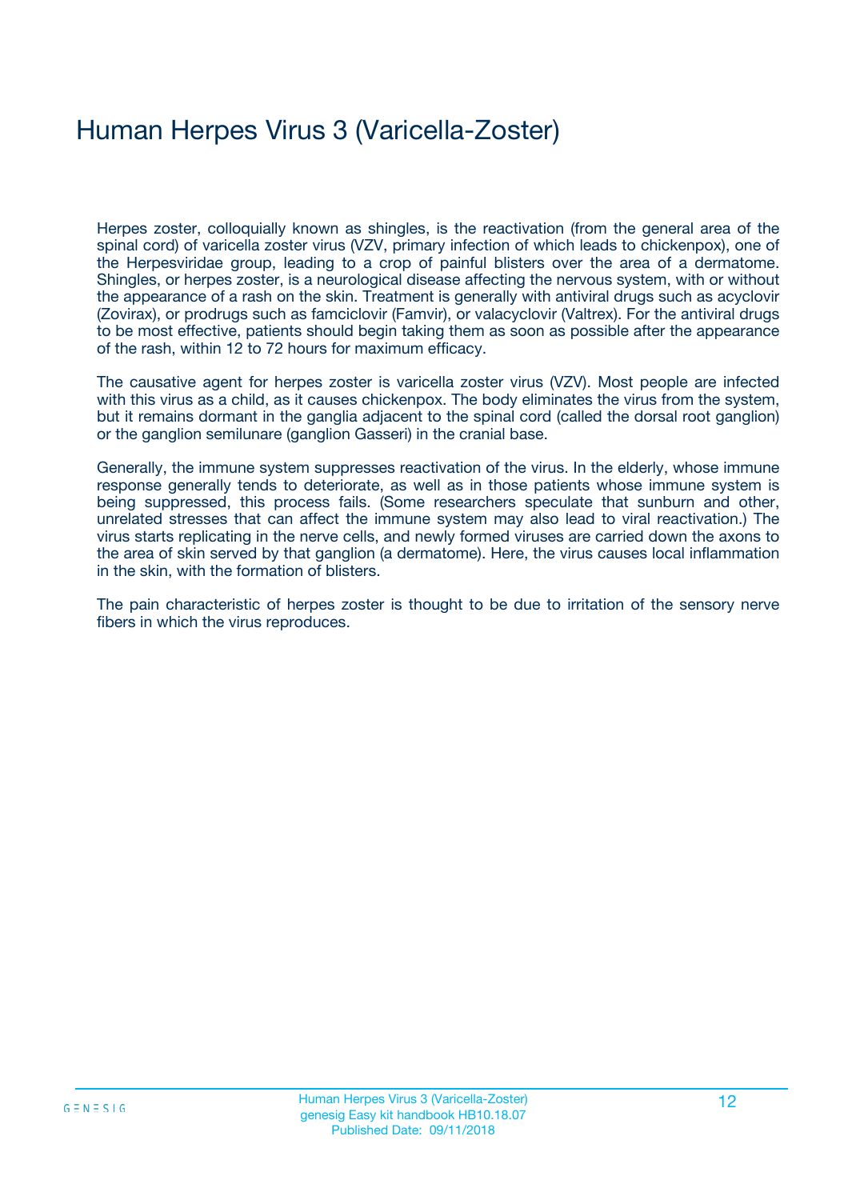# Human Herpes Virus 3 (Varicella-Zoster)

Herpes zoster, colloquially known as shingles, is the reactivation (from the general area of the spinal cord) of varicella zoster virus (VZV, primary infection of which leads to chickenpox), one of the Herpesviridae group, leading to a crop of painful blisters over the area of a dermatome. Shingles, or herpes zoster, is a neurological disease affecting the nervous system, with or without the appearance of a rash on the skin. Treatment is generally with antiviral drugs such as acyclovir (Zovirax), or prodrugs such as famciclovir (Famvir), or valacyclovir (Valtrex). For the antiviral drugs to be most effective, patients should begin taking them as soon as possible after the appearance of the rash, within 12 to 72 hours for maximum efficacy.

The causative agent for herpes zoster is varicella zoster virus (VZV). Most people are infected with this virus as a child, as it causes chickenpox. The body eliminates the virus from the system, but it remains dormant in the ganglia adjacent to the spinal cord (called the dorsal root ganglion) or the ganglion semilunare (ganglion Gasseri) in the cranial base.

Generally, the immune system suppresses reactivation of the virus. In the elderly, whose immune response generally tends to deteriorate, as well as in those patients whose immune system is being suppressed, this process fails. (Some researchers speculate that sunburn and other, unrelated stresses that can affect the immune system may also lead to viral reactivation.) The virus starts replicating in the nerve cells, and newly formed viruses are carried down the axons to the area of skin served by that ganglion (a dermatome). Here, the virus causes local inflammation in the skin, with the formation of blisters.

The pain characteristic of herpes zoster is thought to be due to irritation of the sensory nerve fibers in which the virus reproduces.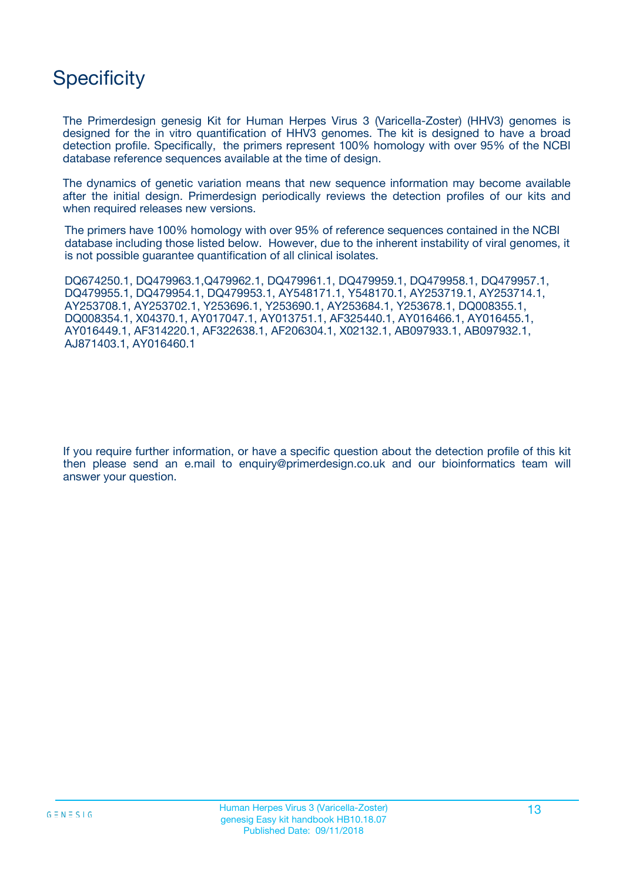# Specificity

The Primerdesign genesig Kit for Human Herpes Virus 3 (Varicella-Zoster) (HHV3) genomes is designed for the in vitro quantification of HHV3 genomes. The kit is designed to have a broad detection profile. Specifically, the primers represent 100% homology with over 95% of the NCBI database reference sequences available at the time of design.

The dynamics of genetic variation means that new sequence information may become available after the initial design. Primerdesign periodically reviews the detection profiles of our kits and when required releases new versions.

The primers have 100% homology with over 95% of reference sequences contained in the NCBI database including those listed below. However, due to the inherent instability of viral genomes, it is not possible guarantee quantification of all clinical isolates.

DQ674250.1, DQ479963.1,Q479962.1, DQ479961.1, DQ479959.1, DQ479958.1, DQ479957.1, DQ479955.1, DQ479954.1, DQ479953.1, AY548171.1, Y548170.1, AY253719.1, AY253714.1, AY253708.1, AY253702.1, Y253696.1, Y253690.1, AY253684.1, Y253678.1, DQ008355.1, DQ008354.1, X04370.1, AY017047.1, AY013751.1, AF325440.1, AY016466.1, AY016455.1, AY016449.1, AF314220.1, AF322638.1, AF206304.1, X02132.1, AB097933.1, AB097932.1, AJ871403.1, AY016460.1

If you require further information, or have a specific question about the detection profile of this kit then please send an e.mail to enquiry@primerdesign.co.uk and our bioinformatics team will answer your question.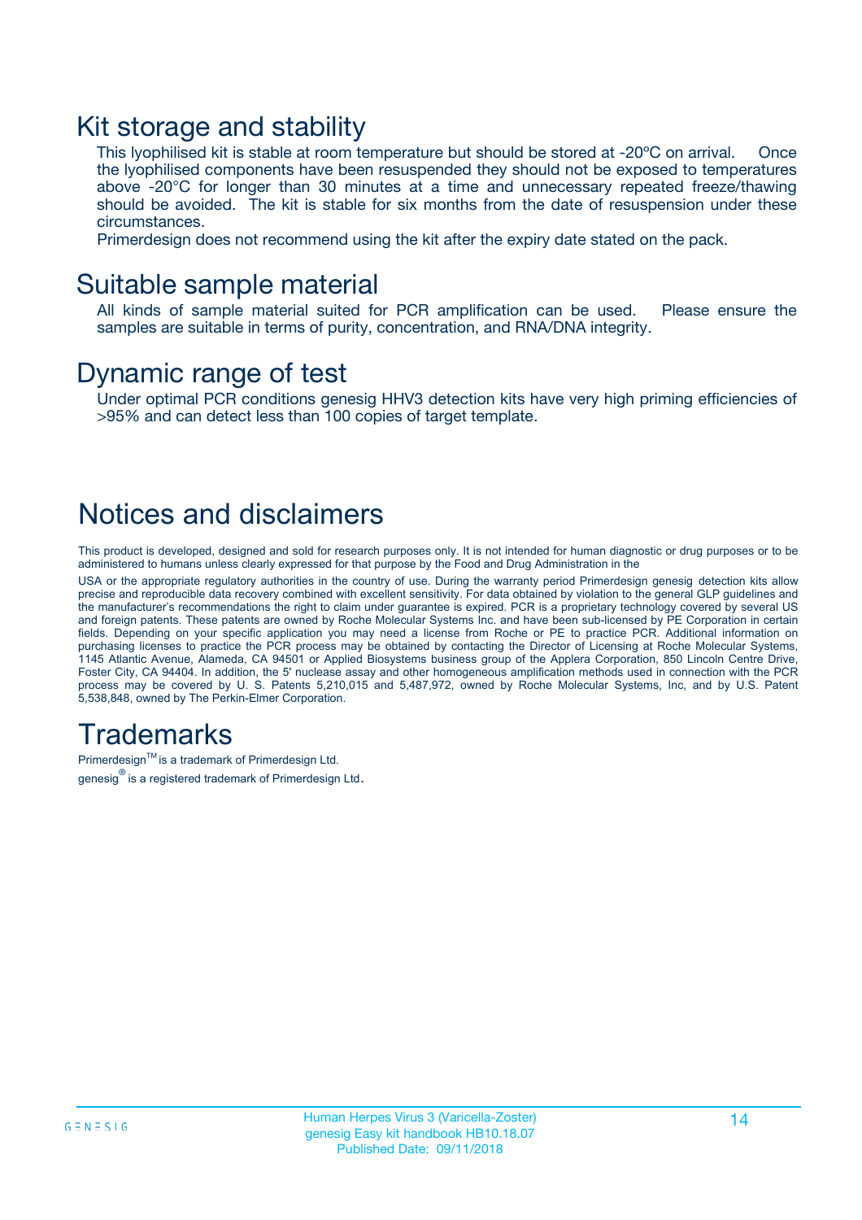# Kit storage and stability

This lyophilised kit is stable at room temperature but should be stored at -20ºC on arrival. Once the lyophilised components have been resuspended they should not be exposed to temperatures above -20°C for longer than 30 minutes at a time and unnecessary repeated freeze/thawing should be avoided. The kit is stable for six months from the date of resuspension under these circumstances.

Primerdesign does not recommend using the kit after the expiry date stated on the pack.

# Suitable sample material

All kinds of sample material suited for PCR amplification can be used. Please ensure the samples are suitable in terms of purity, concentration, and RNA/DNA integrity.

# Dynamic range of test

Under optimal PCR conditions genesig HHV3 detection kits have very high priming efficiencies of >95% and can detect less than 100 copies of target template.

# Notices and disclaimers

This product is developed, designed and sold for research purposes only. It is not intended for human diagnostic or drug purposes or to be administered to humans unless clearly expressed for that purpose by the Food and Drug Administration in the

USA or the appropriate regulatory authorities in the country of use. During the warranty period Primerdesign genesig detection kits allow precise and reproducible data recovery combined with excellent sensitivity. For data obtained by violation to the general GLP guidelines and the manufacturer's recommendations the right to claim under guarantee is expired. PCR is a proprietary technology covered by several US and foreign patents. These patents are owned by Roche Molecular Systems Inc. and have been sub-licensed by PE Corporation in certain fields. Depending on your specific application you may need a license from Roche or PE to practice PCR. Additional information on purchasing licenses to practice the PCR process may be obtained by contacting the Director of Licensing at Roche Molecular Systems, 1145 Atlantic Avenue, Alameda, CA 94501 or Applied Biosystems business group of the Applera Corporation, 850 Lincoln Centre Drive, Foster City, CA 94404. In addition, the 5' nuclease assay and other homogeneous amplification methods used in connection with the PCR process may be covered by U. S. Patents 5,210,015 and 5,487,972, owned by Roche Molecular Systems, Inc, and by U.S. Patent 5,538,848, owned by The Perkin-Elmer Corporation.

# Trademarks

Primerdesign™ is a trademark of Primerdesign Ltd.

genesig® is a registered trademark of Primerdesign Ltd.